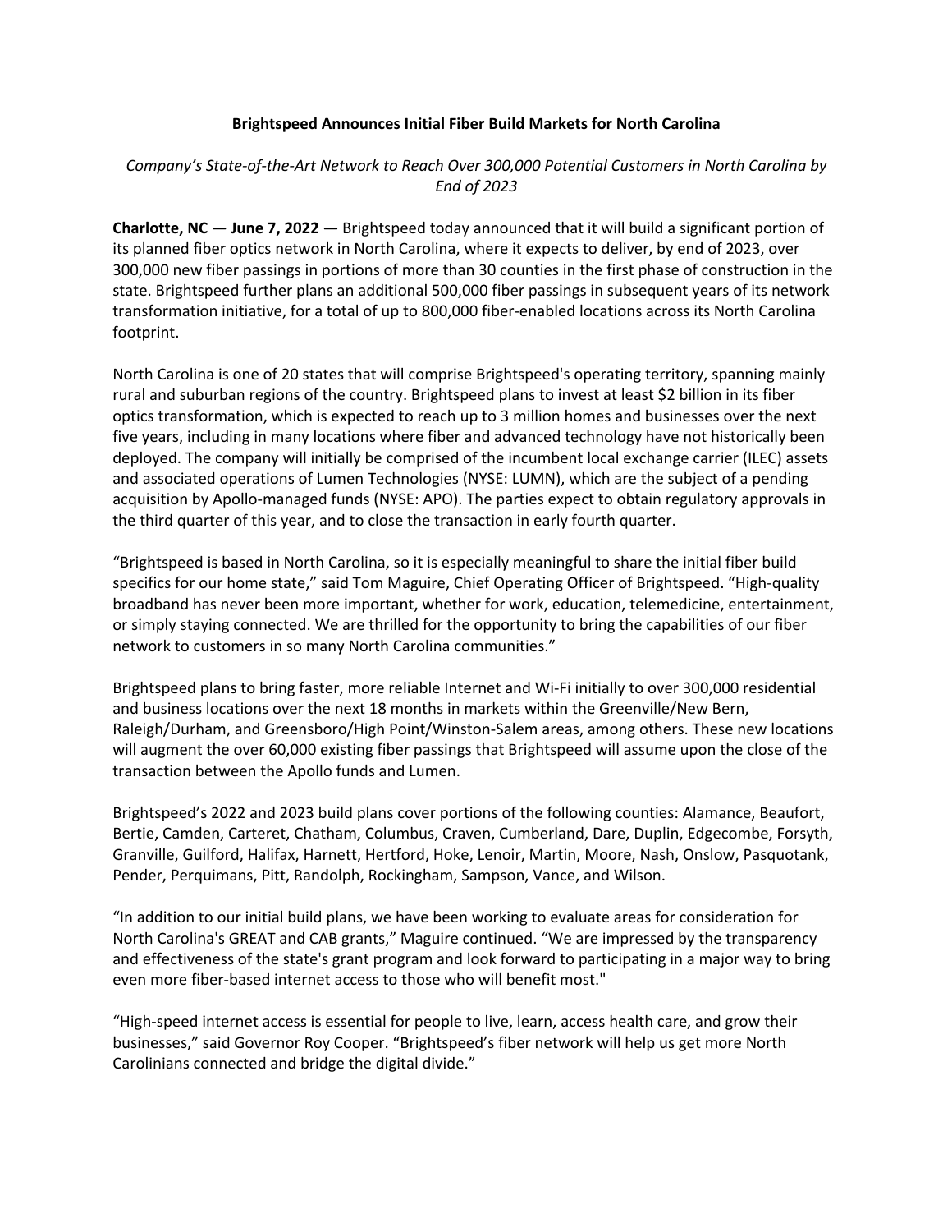# Brightspeed Announces Initial Fiber Build Markets for North Carolina

*Company's State-of-the-Art Network to Reach Over 300,000 Potential Customers in North Carolina by End of 2023*

**Charlotte, NC — June 7, 2022 —** Brightspeed today announced that it will build a significant portion of its planned fiber optics network in North Carolina, where it expects to deliver, by end of 2023, over 300,000 new fiber passings in portions of more than 30 counties in the first phase of construction in the state. Brightspeed further plans an additional 500,000 fiber passings in subsequent years of its network transformation initiative, for a total of up to 800,000 fiber-enabled locations across its North Carolina footprint.

North Carolina is one of 20 states that will comprise Brightspeed's operating territory, spanning mainly rural and suburban regions of the country. Brightspeed plans to invest at least $2 billion in its fiber optics transformation, which is expected to reach up to 3 million homes and businesses over the next five years, including in many locations where fiber and advanced technology have not historically been deployed. The company will initially be comprised of the incumbent local exchange carrier (ILEC) assets and associated operations of Lumen Technologies (NYSE: LUMN), which are the subject of a pending acquisition by Apollo-managed funds (NYSE: APO). The parties expect to obtain regulatory approvals in the third quarter of this year, and to close the transaction in early fourth quarter.

"Brightspeed is based in North Carolina, so it is especially meaningful to share the initial fiber build specifics for our home state," said Tom Maguire, Chief Operating Officer of Brightspeed. "High-quality broadband has never been more important, whether for work, education, telemedicine, entertainment, or simply staying connected. We are thrilled for the opportunity to bring the capabilities of our fiber network to customers in so many North Carolina communities."

Brightspeed plans to bring faster, more reliable Internet and Wi-Fi initially to over 300,000 residential and business locations over the next 18 months in markets within the Greenville/New Bern, Raleigh/Durham, and Greensboro/High Point/Winston-Salem areas, among others. These new locations will augment the over 60,000 existing fiber passings that Brightspeed will assume upon the close of the transaction between the Apollo funds and Lumen.

Brightspeed's 2022 and 2023 build plans cover portions of the following counties: Alamance, Beaufort, Bertie, Camden, Carteret, Chatham, Columbus, Craven, Cumberland, Dare, Duplin, Edgecombe, Forsyth, Granville, Guilford, Halifax, Harnett, Hertford, Hoke, Lenoir, Martin, Moore, Nash, Onslow, Pasquotank, Pender, Perquimans, Pitt, Randolph, Rockingham, Sampson, Vance, and Wilson.

"In addition to our initial build plans, we have been working to evaluate areas for consideration for North Carolina's GREAT and CAB grants," Maguire continued. "We are impressed by the transparency and effectiveness of the state's grant program and look forward to participating in a major way to bring even more fiber-based internet access to those who will benefit most."

"High-speed internet access is essential for people to live, learn, access health care, and grow their businesses," said Governor Roy Cooper. "Brightspeed's fiber network will help us get more North Carolinians connected and bridge the digital divide."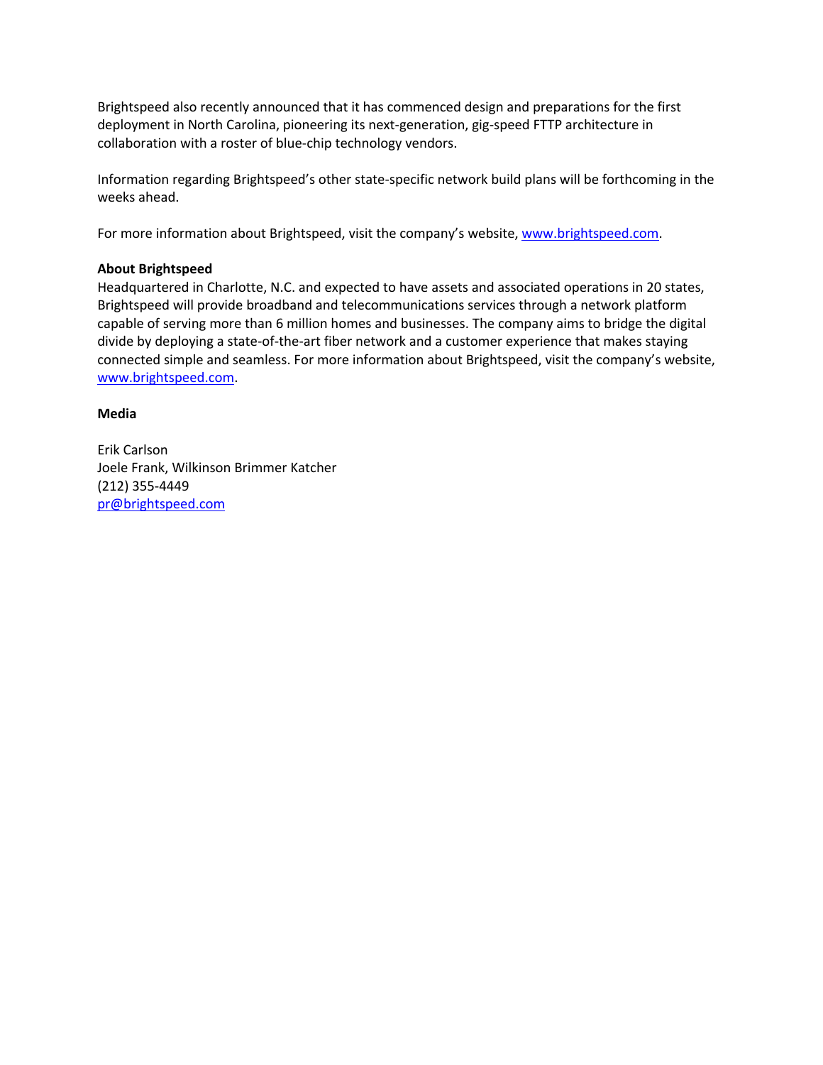Brightspeed also recently announced that it has commenced design and preparations for the first deployment in North Carolina, pioneering its next-generation, gig-speed FTTP architecture in collaboration with a roster of blue-chip technology vendors.

Information regarding Brightspeed's other state-specific network build plans will be forthcoming in the weeks ahead.

For more information about Brightspeed, visit the company's website, [www.brightspeed.com](http://www.brightspeed.com).

**About Brightspeed**

Headquartered in Charlotte, N.C. and expected to have assets and associated operations in 20 states, Brightspeed will provide broadband and telecommunications services through a network platform capable of serving more than 6 million homes and businesses. The company aims to bridge the digital divide by deploying a state-of-the-art fiber network and a customer experience that makes staying connected simple and seamless. For more information about Brightspeed, visit the company's website, [www.brightspeed.com](http://www.brightspeed.com).

**Media**

Erik Carlson
Joele Frank, Wilkinson Brimmer Katcher
(212) 355-4449
[pr@brightspeed.com](mailto:pr@brightspeed.com)